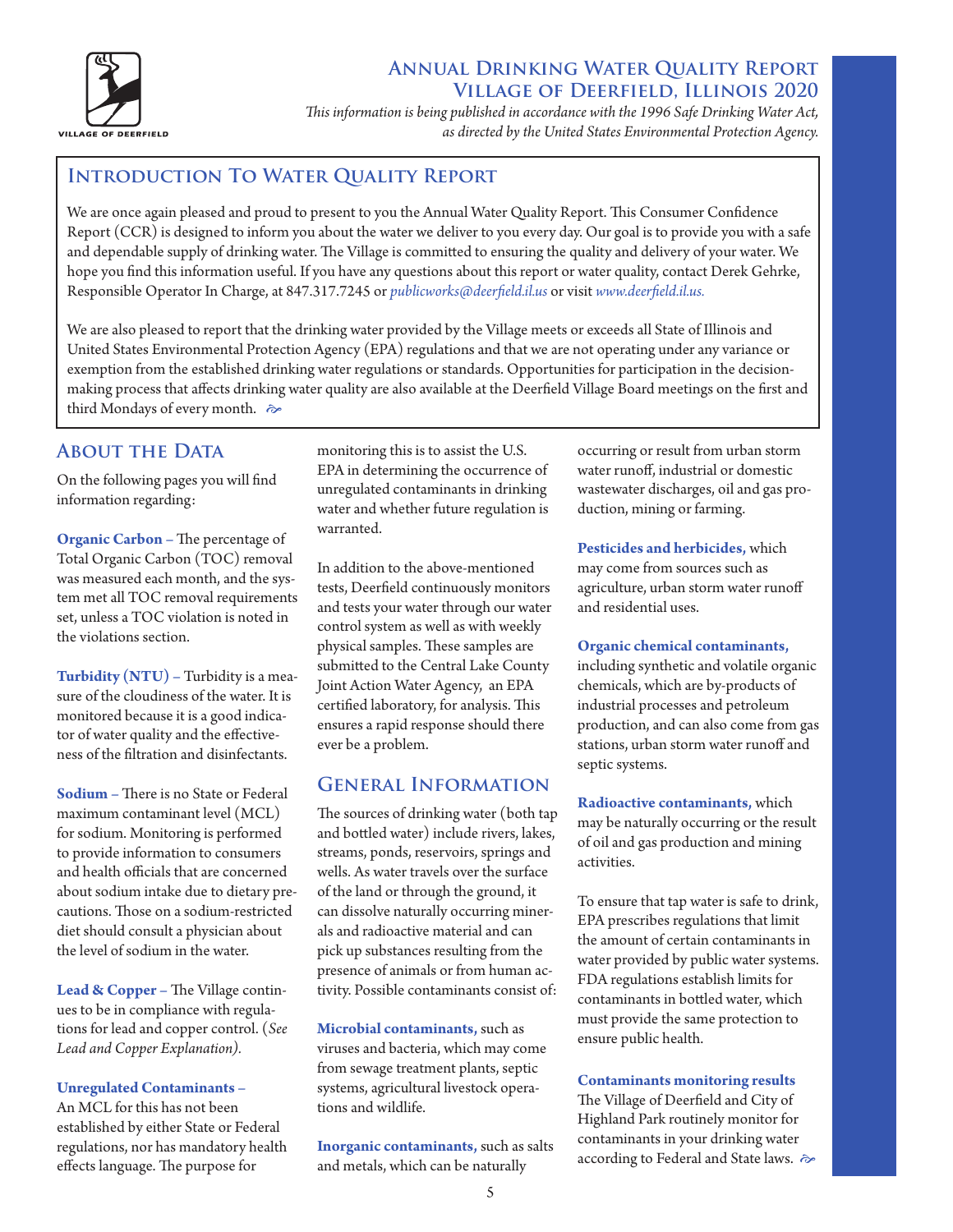# Annual Drinking Water Quality Report
# Village of Deerfield, Illinois 2020

*This information is being published in accordance with the 1996 Safe Drinking Water Act, as directed by the United States Environmental Protection Agency.*

VILLAGE OF DEERFIELD

## Introduction To Water Quality Report

We are once again pleased and proud to present to you the Annual Water Quality Report. This Consumer Confidence Report (CCR) is designed to inform you about the water we deliver to you every day. Our goal is to provide you with a safe and dependable supply of drinking water. The Village is committed to ensuring the quality and delivery of your water. We hope you find this information useful. If you have any questions about this report or water quality, contact Derek Gehrke, Responsible Operator In Charge, at 847.317.7245 or *publicworks@deerfield.il.us* or visit *www.deerfield.il.us.*

We are also pleased to report that the drinking water provided by the Village meets or exceeds all State of Illinois and United States Environmental Protection Agency (EPA) regulations and that we are not operating under any variance or exemption from the established drinking water regulations or standards. Opportunities for participation in the decision-making process that affects drinking water quality are also available at the Deerfield Village Board meetings on the first and third Mondays of every month.

## About the Data

On the following pages you will find information regarding:

**Organic Carbon** – The percentage of Total Organic Carbon (TOC) removal was measured each month, and the system met all TOC removal requirements set, unless a TOC violation is noted in the violations section.

**Turbidity (NTU)** – Turbidity is a measure of the cloudiness of the water. It is monitored because it is a good indicator of water quality and the effectiveness of the filtration and disinfectants.

**Sodium** – There is no State or Federal maximum contaminant level (MCL) for sodium. Monitoring is performed to provide information to consumers and health officials that are concerned about sodium intake due to dietary precautions. Those on a sodium-restricted diet should consult a physician about the level of sodium in the water.

**Lead & Copper** – The Village continues to be in compliance with regulations for lead and copper control. (*See Lead and Copper Explanation).*

**Unregulated Contaminants** – An MCL for this has not been established by either State or Federal regulations, nor has mandatory health effects language. The purpose for monitoring this is to assist the U.S. EPA in determining the occurrence of unregulated contaminants in drinking water and whether future regulation is warranted.

In addition to the above-mentioned tests, Deerfield continuously monitors and tests your water through our water control system as well as with weekly physical samples. These samples are submitted to the Central Lake County Joint Action Water Agency, an EPA certified laboratory, for analysis. This ensures a rapid response should there ever be a problem.

## General Information

The sources of drinking water (both tap and bottled water) include rivers, lakes, streams, ponds, reservoirs, springs and wells. As water travels over the surface of the land or through the ground, it can dissolve naturally occurring minerals and radioactive material and can pick up substances resulting from the presence of animals or from human activity. Possible contaminants consist of:

**Microbial contaminants,** such as viruses and bacteria, which may come from sewage treatment plants, septic systems, agricultural livestock operations and wildlife.

**Inorganic contaminants,** such as salts and metals, which can be naturally occurring or result from urban storm water runoff, industrial or domestic wastewater discharges, oil and gas production, mining or farming.

**Pesticides and herbicides,** which may come from sources such as agriculture, urban storm water runoff and residential uses.

**Organic chemical contaminants,** including synthetic and volatile organic chemicals, which are by-products of industrial processes and petroleum production, and can also come from gas stations, urban storm water runoff and septic systems.

**Radioactive contaminants,** which may be naturally occurring or the result of oil and gas production and mining activities.

To ensure that tap water is safe to drink, EPA prescribes regulations that limit the amount of certain contaminants in water provided by public water systems. FDA regulations establish limits for contaminants in bottled water, which must provide the same protection to ensure public health.

**Contaminants monitoring results**
The Village of Deerfield and City of Highland Park routinely monitor for contaminants in your drinking water according to Federal and State laws.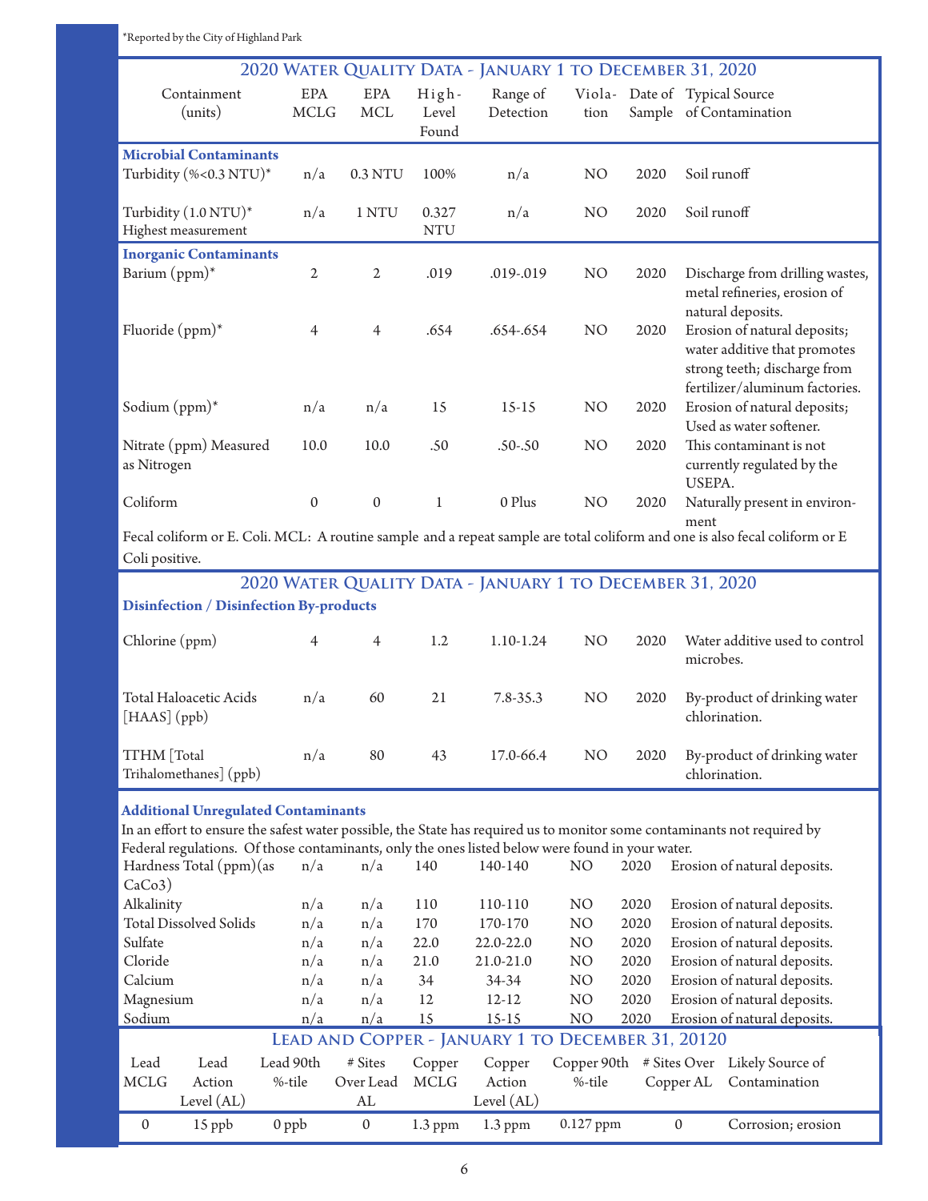*Reported by the City of Highland Park

## 2020 Water Quality Data - January 1 to December 31, 2020

| Containment (units) | EPA MCLG | EPA MCL | High-Level Found | Range of Detection | Violation | Date of Sample | Typical Source of Contamination |
|---|---|---|---|---|---|---|---|
| **Microbial Contaminants** | | | | | | | |
| Turbidity (%<0.3 NTU)* | n/a | 0.3 NTU | 100% | n/a | NO | 2020 | Soil runoff |
| Turbidity (1.0 NTU)* Highest measurement | n/a | 1 NTU | 0.327 NTU | n/a | NO | 2020 | Soil runoff |
| **Inorganic Contaminants** | | | | | | | |
| Barium (ppm)* | 2 | 2 | .019 | .019-.019 | NO | 2020 | Discharge from drilling wastes, metal refineries, erosion of natural deposits. |
| Fluoride (ppm)* | 4 | 4 | .654 | .654-.654 | NO | 2020 | Erosion of natural deposits; water additive that promotes strong teeth; discharge from fertilizer/aluminum factories. |
| Sodium (ppm)* | n/a | n/a | 15 | 15-15 | NO | 2020 | Erosion of natural deposits; Used as water softener. |
| Nitrate (ppm) Measured as Nitrogen | 10.0 | 10.0 | .50 | .50-.50 | NO | 2020 | This contaminant is not currently regulated by the USEPA. |
| Coliform | 0 | 0 | 1 | 0 Plus | NO | 2020 | Naturally present in environment |

Fecal coliform or E. Coli. MCL: A routine sample and a repeat sample are total coliform and one is also fecal coliform or E Coli positive.

## 2020 Water Quality Data - January 1 to December 31, 2020

| Containment (units) | EPA MCLG | EPA MCL | High-Level Found | Range of Detection | Violation | Date of Sample | Typical Source of Contamination |
|---|---|---|---|---|---|---|---|
| **Disinfection / Disinfection By-products** | | | | | | | |
| Chlorine (ppm) | 4 | 4 | 1.2 | 1.10-1.24 | NO | 2020 | Water additive used to control microbes. |
| Total Haloacetic Acids [HAAS] (ppb) | n/a | 60 | 21 | 7.8-35.3 | NO | 2020 | By-product of drinking water chlorination. |
| TTHM [Total Trihalomethanes] (ppb) | n/a | 80 | 43 | 17.0-66.4 | NO | 2020 | By-product of drinking water chlorination. |

**Additional Unregulated Contaminants**

In an effort to ensure the safest water possible, the State has required us to monitor some contaminants not required by Federal regulations. Of those contaminants, only the ones listed below were found in your water.

| Containment (units) | EPA MCLG | EPA MCL | High-Level Found | Range of Detection | Violation | Date of Sample | Typical Source of Contamination |
|---|---|---|---|---|---|---|---|
| Hardness Total (ppm)(as CaCo3) | n/a | n/a | 140 | 140-140 | NO | 2020 | Erosion of natural deposits. |
| Alkalinity | n/a | n/a | 110 | 110-110 | NO | 2020 | Erosion of natural deposits. |
| Total Dissolved Solids | n/a | n/a | 170 | 170-170 | NO | 2020 | Erosion of natural deposits. |
| Sulfate | n/a | n/a | 22.0 | 22.0-22.0 | NO | 2020 | Erosion of natural deposits. |
| Cloride | n/a | n/a | 21.0 | 21.0-21.0 | NO | 2020 | Erosion of natural deposits. |
| Calcium | n/a | n/a | 34 | 34-34 | NO | 2020 | Erosion of natural deposits. |
| Magnesium | n/a | n/a | 12 | 12-12 | NO | 2020 | Erosion of natural deposits. |
| Sodium | n/a | n/a | 15 | 15-15 | NO | 2020 | Erosion of natural deposits. |

## Lead and Copper - January 1 to December 31, 20120

| Lead MCLG | Lead Action Level (AL) | Lead 90th %-tile | # Sites Over Lead AL | Copper MCLG | Copper Action Level (AL) | Copper 90th %-tile | # Sites Over Copper AL | Likely Source of Contamination |
|---|---|---|---|---|---|---|---|---|
| 0 | 15 ppb | 0 ppb | 0 | 1.3 ppm | 1.3 ppm | 0.127 ppm | 0 | Corrosion; erosion |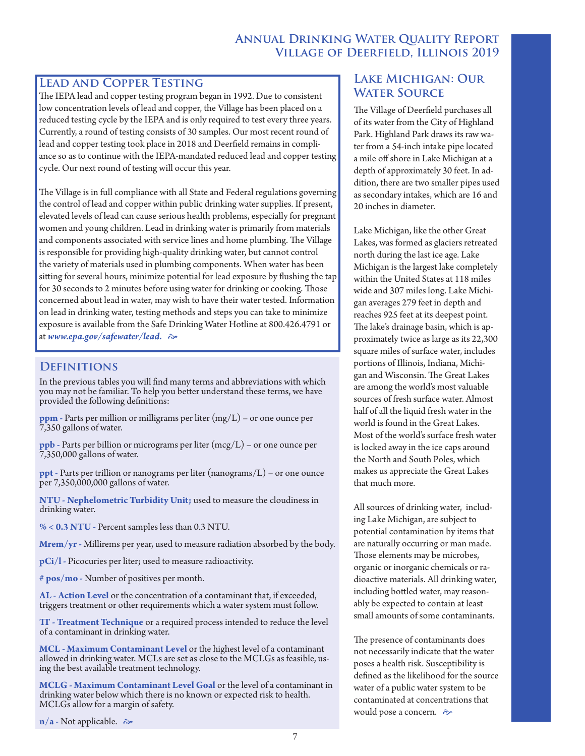## Lead and Copper Testing

The IEPA lead and copper testing program began in 1992. Due to consistent low concentration levels of lead and copper, the Village has been placed on a reduced testing cycle by the IEPA and is only required to test every three years. Currently, a round of testing consists of 30 samples. Our most recent round of lead and copper testing took place in 2018 and Deerfield remains in compliance so as to continue with the IEPA-mandated reduced lead and copper testing cycle. Our next round of testing will occur this year.

The Village is in full compliance with all State and Federal regulations governing the control of lead and copper within public drinking water supplies. If present, elevated levels of lead can cause serious health problems, especially for pregnant women and young children. Lead in drinking water is primarily from materials and components associated with service lines and home plumbing. The Village is responsible for providing high-quality drinking water, but cannot control the variety of materials used in plumbing components. When water has been sitting for several hours, minimize potential for lead exposure by flushing the tap for 30 seconds to 2 minutes before using water for drinking or cooking. Those concerned about lead in water, may wish to have their water tested. Information on lead in drinking water, testing methods and steps you can take to minimize exposure is available from the Safe Drinking Water Hotline at 800.426.4791 or at ***www.epa.gov/safewater/lead.***

## Definitions

In the previous tables you will find many terms and abbreviations with which you may not be familiar. To help you better understand these terms, we have provided the following definitions:

**ppm** - Parts per million or milligrams per liter (mg/L) – or one ounce per 7,350 gallons of water.

**ppb** - Parts per billion or micrograms per liter (mcg/L) – or one ounce per 7,350,000 gallons of water.

**ppt** - Parts per trillion or nanograms per liter (nanograms/L) – or one ounce per 7,350,000,000 gallons of water.

**NTU - Nephelometric Turbidity Unit;** used to measure the cloudiness in drinking water.

**% < 0.3 NTU** - Percent samples less than 0.3 NTU.

**Mrem/yr** - Millirems per year, used to measure radiation absorbed by the body.

**pCi/l** - Picocuries per liter; used to measure radioactivity.

**# pos/mo** - Number of positives per month.

**AL - Action Level** or the concentration of a contaminant that, if exceeded, triggers treatment or other requirements which a water system must follow.

**TT - Treatment Technique** or a required process intended to reduce the level of a contaminant in drinking water.

**MCL - Maximum Contaminant Level** or the highest level of a contaminant allowed in drinking water. MCLs are set as close to the MCLGs as feasible, using the best available treatment technology.

**MCLG - Maximum Contaminant Level Goal** or the level of a contaminant in drinking water below which there is no known or expected risk to health. MCLGs allow for a margin of safety.

**n/a** - Not applicable.

## Lake Michigan: Our Water Source

The Village of Deerfield purchases all of its water from the City of Highland Park. Highland Park draws its raw water from a 54-inch intake pipe located a mile off shore in Lake Michigan at a depth of approximately 30 feet. In addition, there are two smaller pipes used as secondary intakes, which are 16 and 20 inches in diameter.

Lake Michigan, like the other Great Lakes, was formed as glaciers retreated north during the last ice age. Lake Michigan is the largest lake completely within the United States at 118 miles wide and 307 miles long. Lake Michigan averages 279 feet in depth and reaches 925 feet at its deepest point. The lake's drainage basin, which is approximately twice as large as its 22,300 square miles of surface water, includes portions of Illinois, Indiana, Michigan and Wisconsin. The Great Lakes are among the world's most valuable sources of fresh surface water. Almost half of all the liquid fresh water in the world is found in the Great Lakes. Most of the world's surface fresh water is locked away in the ice caps around the North and South Poles, which makes us appreciate the Great Lakes that much more.

All sources of drinking water, including Lake Michigan, are subject to potential contamination by items that are naturally occurring or man made. Those elements may be microbes, organic or inorganic chemicals or radioactive materials. All drinking water, including bottled water, may reasonably be expected to contain at least small amounts of some contaminants.

The presence of contaminants does not necessarily indicate that the water poses a health risk. Susceptibility is defined as the likelihood for the source water of a public water system to be contaminated at concentrations that would pose a concern.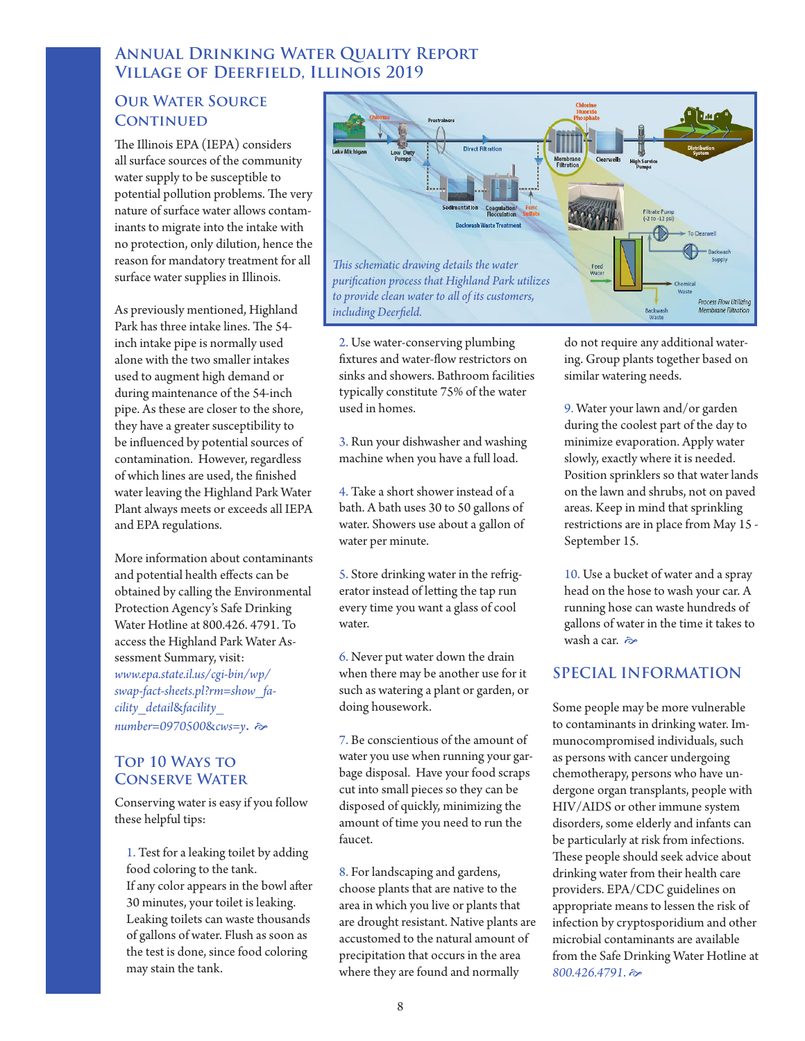# Annual Drinking Water Quality Report Village of Deerfield, Illinois 2019

## Our Water Source Continued

The Illinois EPA (IEPA) considers all surface sources of the community water supply to be susceptible to potential pollution problems. The very nature of surface water allows contaminants to migrate into the intake with no protection, only dilution, hence the reason for mandatory treatment for all surface water supplies in Illinois.

As previously mentioned, Highland Park has three intake lines. The 54-inch intake pipe is normally used alone with the two smaller intakes used to augment high demand or during maintenance of the 54-inch pipe. As these are closer to the shore, they have a greater susceptibility to be influenced by potential sources of contamination. However, regardless of which lines are used, the finished water leaving the Highland Park Water Plant always meets or exceeds all IEPA and EPA regulations.

More information about contaminants and potential health effects can be obtained by calling the Environmental Protection Agency's Safe Drinking Water Hotline at 800.426. 4791. To access the Highland Park Water Assessment Summary, visit: *www.epa.state.il.us/cgi-bin/wp/swap-fact-sheets.pl?rm=show_facility_detail&facility_number=0970500&cws=y*.

Lake Michigan
Chlorine
Low Duty Pumps
Prestrainers
Direct Filtration
Sedimentation
Coagulation/ Flocculation
Ferric Sulfate
Backwash Waste Treatment
Chlorine Fluoride Phosphate
Membrane Filtration
Clearwells
High Service Pumps
Distribution System
Filtrate Pump (-2 to -12 psi)
To Clearwell
Backwash Supply
Feed Water
Chemical Waste
Backwash Waste
Process Flow Utilizing Membrane Filtration

*This schematic drawing details the water purification process that Highland Park utilizes to provide clean water to all of its customers, including Deerfield.*

## Top 10 Ways to Conserve Water

Conserving water is easy if you follow these helpful tips:

1. Test for a leaking toilet by adding food coloring to the tank. If any color appears in the bowl after 30 minutes, your toilet is leaking. Leaking toilets can waste thousands of gallons of water. Flush as soon as the test is done, since food coloring may stain the tank.

2. Use water-conserving plumbing fixtures and water-flow restrictors on sinks and showers. Bathroom facilities typically constitute 75% of the water used in homes.

3. Run your dishwasher and washing machine when you have a full load.

4. Take a short shower instead of a bath. A bath uses 30 to 50 gallons of water. Showers use about a gallon of water per minute.

5. Store drinking water in the refrigerator instead of letting the tap run every time you want a glass of cool water.

6. Never put water down the drain when there may be another use for it such as watering a plant or garden, or doing housework.

7. Be conscientious of the amount of water you use when running your garbage disposal. Have your food scraps cut into small pieces so they can be disposed of quickly, minimizing the amount of time you need to run the faucet.

8. For landscaping and gardens, choose plants that are native to the area in which you live or plants that are drought resistant. Native plants are accustomed to the natural amount of precipitation that occurs in the area where they are found and normally do not require any additional watering. Group plants together based on similar watering needs.

9. Water your lawn and/or garden during the coolest part of the day to minimize evaporation. Apply water slowly, exactly where it is needed. Position sprinklers so that water lands on the lawn and shrubs, not on paved areas. Keep in mind that sprinkling restrictions are in place from May 15 - September 15.

10. Use a bucket of water and a spray head on the hose to wash your car. A running hose can waste hundreds of gallons of water in the time it takes to wash a car.

## Special Information

Some people may be more vulnerable to contaminants in drinking water. Immunocompromised individuals, such as persons with cancer undergoing chemotherapy, persons who have undergone organ transplants, people with HIV/AIDS or other immune system disorders, some elderly and infants can be particularly at risk from infections. These people should seek advice about drinking water from their health care providers. EPA/CDC guidelines on appropriate means to lessen the risk of infection by cryptosporidium and other microbial contaminants are available from the Safe Drinking Water Hotline at *800.426.4791*.